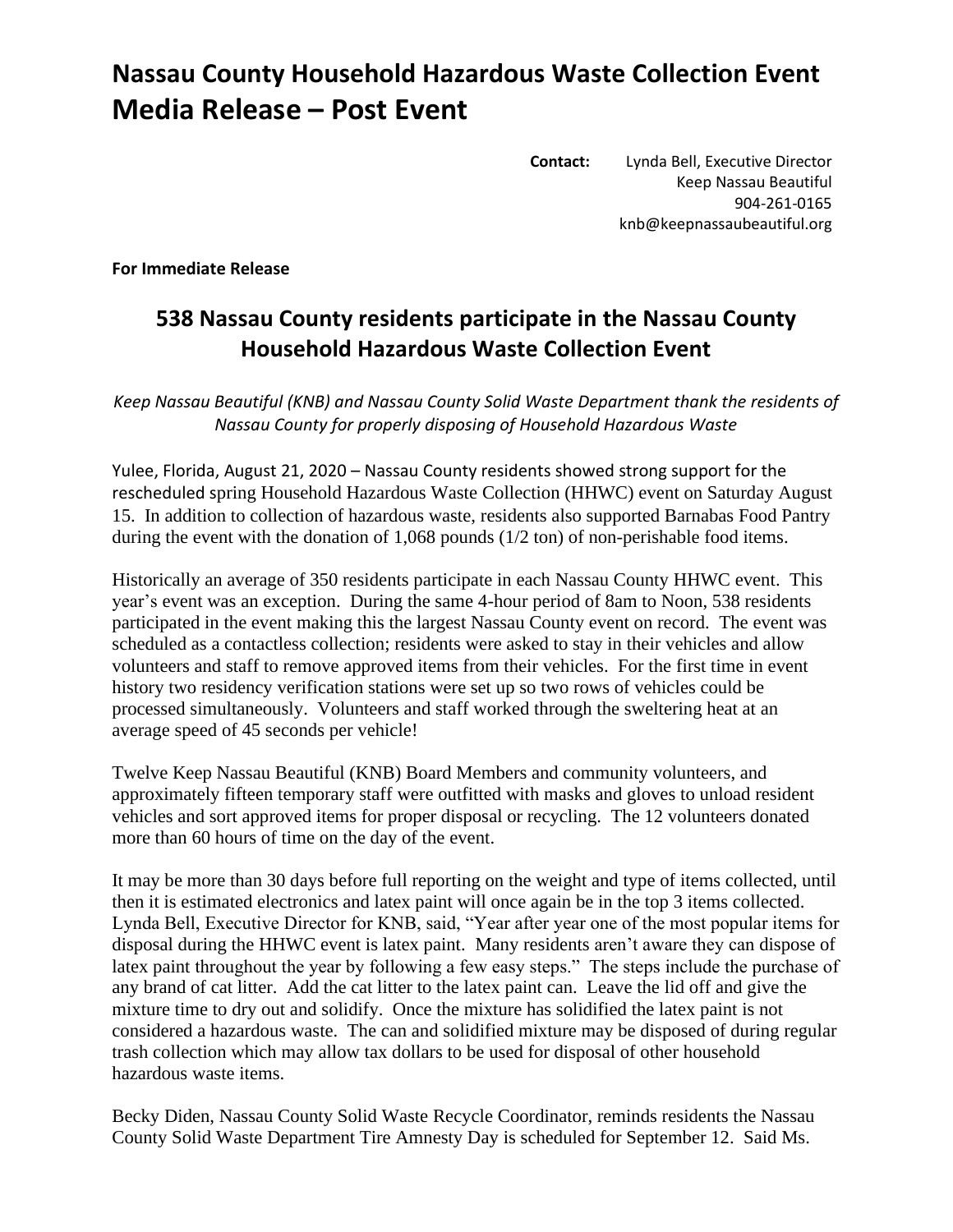# Nassau County Household Hazardous Waste Collection Event
# Media Release – Post Event

**Contact:** Lynda Bell, Executive Director
Keep Nassau Beautiful
904-261-0165
knb@keepnassaubeautiful.org

**For Immediate Release**

## 538 Nassau County residents participate in the Nassau County Household Hazardous Waste Collection Event

*Keep Nassau Beautiful (KNB) and Nassau County Solid Waste Department thank the residents of Nassau County for properly disposing of Household Hazardous Waste*

Yulee, Florida, August 21, 2020 – Nassau County residents showed strong support for the rescheduled spring Household Hazardous Waste Collection (HHWC) event on Saturday August 15. In addition to collection of hazardous waste, residents also supported Barnabas Food Pantry during the event with the donation of 1,068 pounds (1/2 ton) of non-perishable food items.

Historically an average of 350 residents participate in each Nassau County HHWC event. This year's event was an exception. During the same 4-hour period of 8am to Noon, 538 residents participated in the event making this the largest Nassau County event on record. The event was scheduled as a contactless collection; residents were asked to stay in their vehicles and allow volunteers and staff to remove approved items from their vehicles. For the first time in event history two residency verification stations were set up so two rows of vehicles could be processed simultaneously. Volunteers and staff worked through the sweltering heat at an average speed of 45 seconds per vehicle!

Twelve Keep Nassau Beautiful (KNB) Board Members and community volunteers, and approximately fifteen temporary staff were outfitted with masks and gloves to unload resident vehicles and sort approved items for proper disposal or recycling. The 12 volunteers donated more than 60 hours of time on the day of the event.

It may be more than 30 days before full reporting on the weight and type of items collected, until then it is estimated electronics and latex paint will once again be in the top 3 items collected. Lynda Bell, Executive Director for KNB, said, "Year after year one of the most popular items for disposal during the HHWC event is latex paint. Many residents aren't aware they can dispose of latex paint throughout the year by following a few easy steps." The steps include the purchase of any brand of cat litter. Add the cat litter to the latex paint can. Leave the lid off and give the mixture time to dry out and solidify. Once the mixture has solidified the latex paint is not considered a hazardous waste. The can and solidified mixture may be disposed of during regular trash collection which may allow tax dollars to be used for disposal of other household hazardous waste items.

Becky Diden, Nassau County Solid Waste Recycle Coordinator, reminds residents the Nassau County Solid Waste Department Tire Amnesty Day is scheduled for September 12. Said Ms.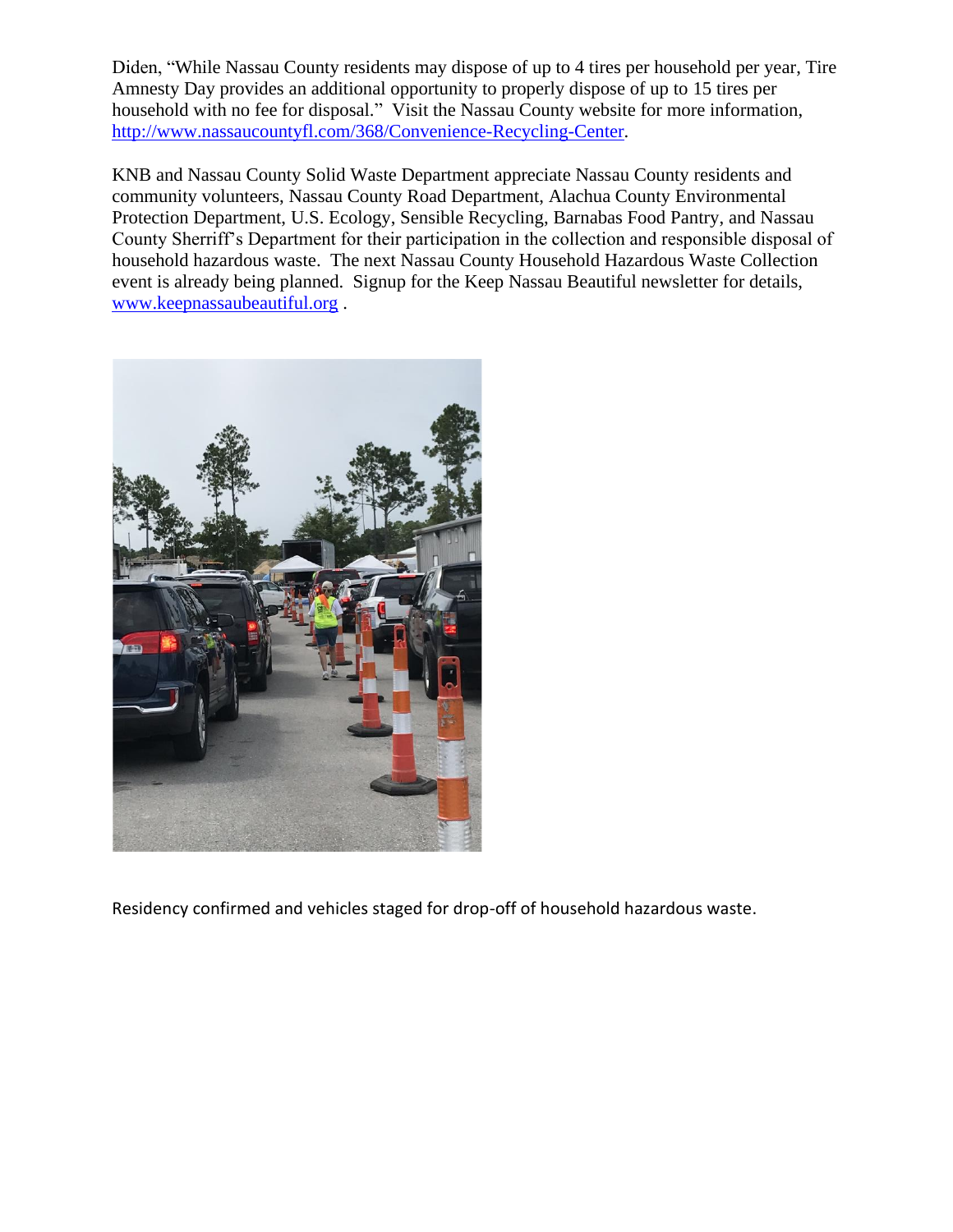Diden, "While Nassau County residents may dispose of up to 4 tires per household per year, Tire Amnesty Day provides an additional opportunity to properly dispose of up to 15 tires per household with no fee for disposal." Visit the Nassau County website for more information, http://www.nassaucountyfl.com/368/Convenience-Recycling-Center.

KNB and Nassau County Solid Waste Department appreciate Nassau County residents and community volunteers, Nassau County Road Department, Alachua County Environmental Protection Department, U.S. Ecology, Sensible Recycling, Barnabas Food Pantry, and Nassau County Sherriff's Department for their participation in the collection and responsible disposal of household hazardous waste. The next Nassau County Household Hazardous Waste Collection event is already being planned. Signup for the Keep Nassau Beautiful newsletter for details, www.keepnassaubeautiful.org .

Residency confirmed and vehicles staged for drop-off of household hazardous waste.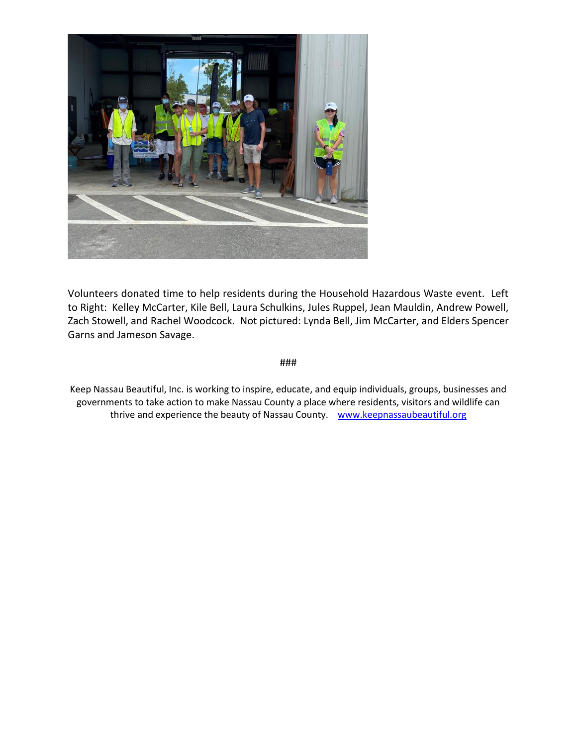Volunteers donated time to help residents during the Household Hazardous Waste event. Left to Right: Kelley McCarter, Kile Bell, Laura Schulkins, Jules Ruppel, Jean Mauldin, Andrew Powell, Zach Stowell, and Rachel Woodcock. Not pictured: Lynda Bell, Jim McCarter, and Elders Spencer Garns and Jameson Savage.

###

Keep Nassau Beautiful, Inc. is working to inspire, educate, and equip individuals, groups, businesses and governments to take action to make Nassau County a place where residents, visitors and wildlife can thrive and experience the beauty of Nassau County. [www.keepnassaubeautiful.org](http://www.keepnassaubeautiful.org)